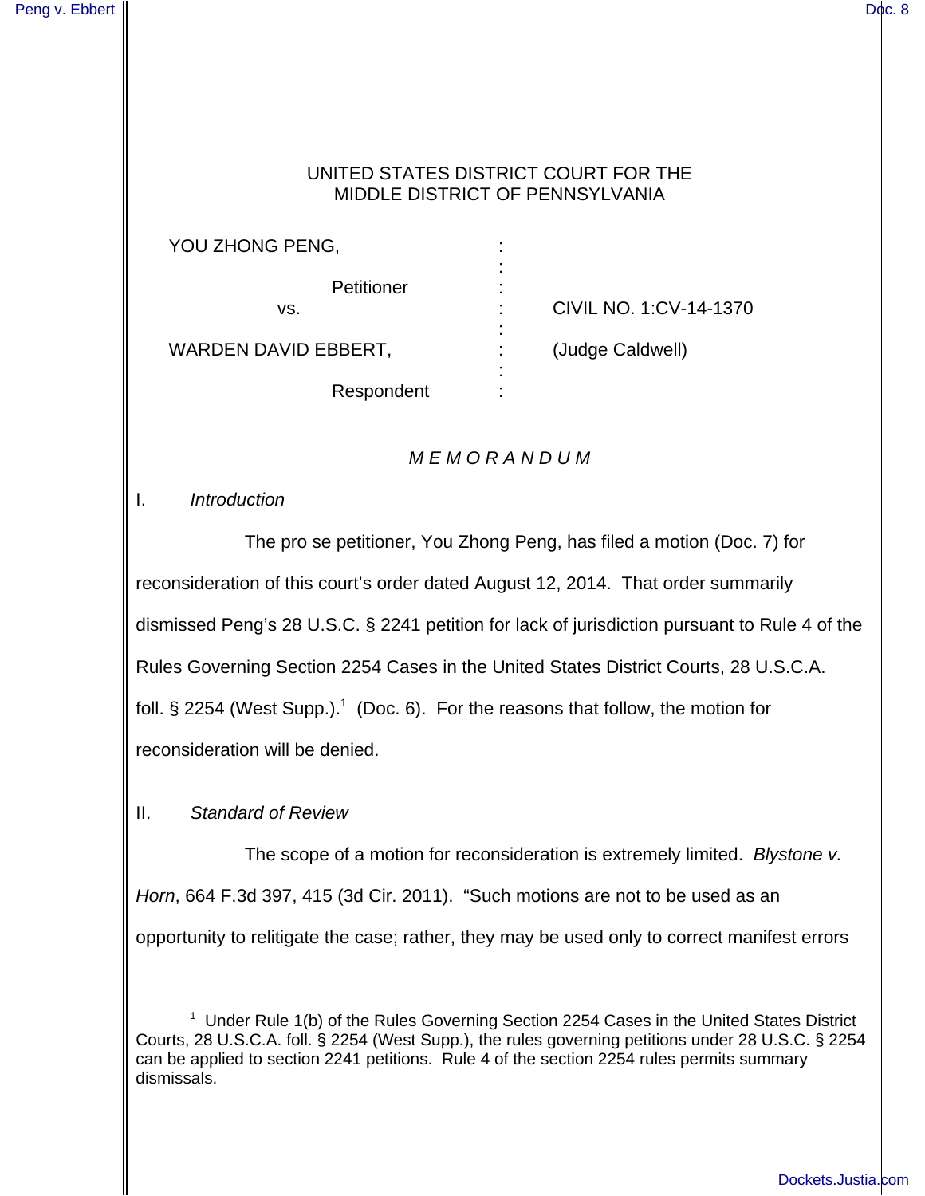UNITED STATES DISTRICT COURT FOR THE
MIDDLE DISTRICT OF PENNSYLVANIA

| | | |
|---|---|---|
| YOU ZHONG PENG, | : | |
| Petitioner | : | |
| vs. | : | CIVIL NO. 1:CV-14-1370 |
| WARDEN DAVID EBBERT, | : | (Judge Caldwell) |
| Respondent | : | |

## *M E M O R A N D U M*

### I. *Introduction*

The pro se petitioner, You Zhong Peng, has filed a motion (Doc. 7) for reconsideration of this court's order dated August 12, 2014. That order summarily dismissed Peng's 28 U.S.C. § 2241 petition for lack of jurisdiction pursuant to Rule 4 of the Rules Governing Section 2254 Cases in the United States District Courts, 28 U.S.C.A. foll. § 2254 (West Supp.).[1] (Doc. 6). For the reasons that follow, the motion for reconsideration will be denied.

### II. *Standard of Review*

The scope of a motion for reconsideration is extremely limited. *Blystone v. Horn*, 664 F.3d 397, 415 (3d Cir. 2011). "Such motions are not to be used as an opportunity to relitigate the case; rather, they may be used only to correct manifest errors

---

[1] Under Rule 1(b) of the Rules Governing Section 2254 Cases in the United States District Courts, 28 U.S.C.A. foll. § 2254 (West Supp.), the rules governing petitions under 28 U.S.C. § 2254 can be applied to section 2241 petitions. Rule 4 of the section 2254 rules permits summary dismissals.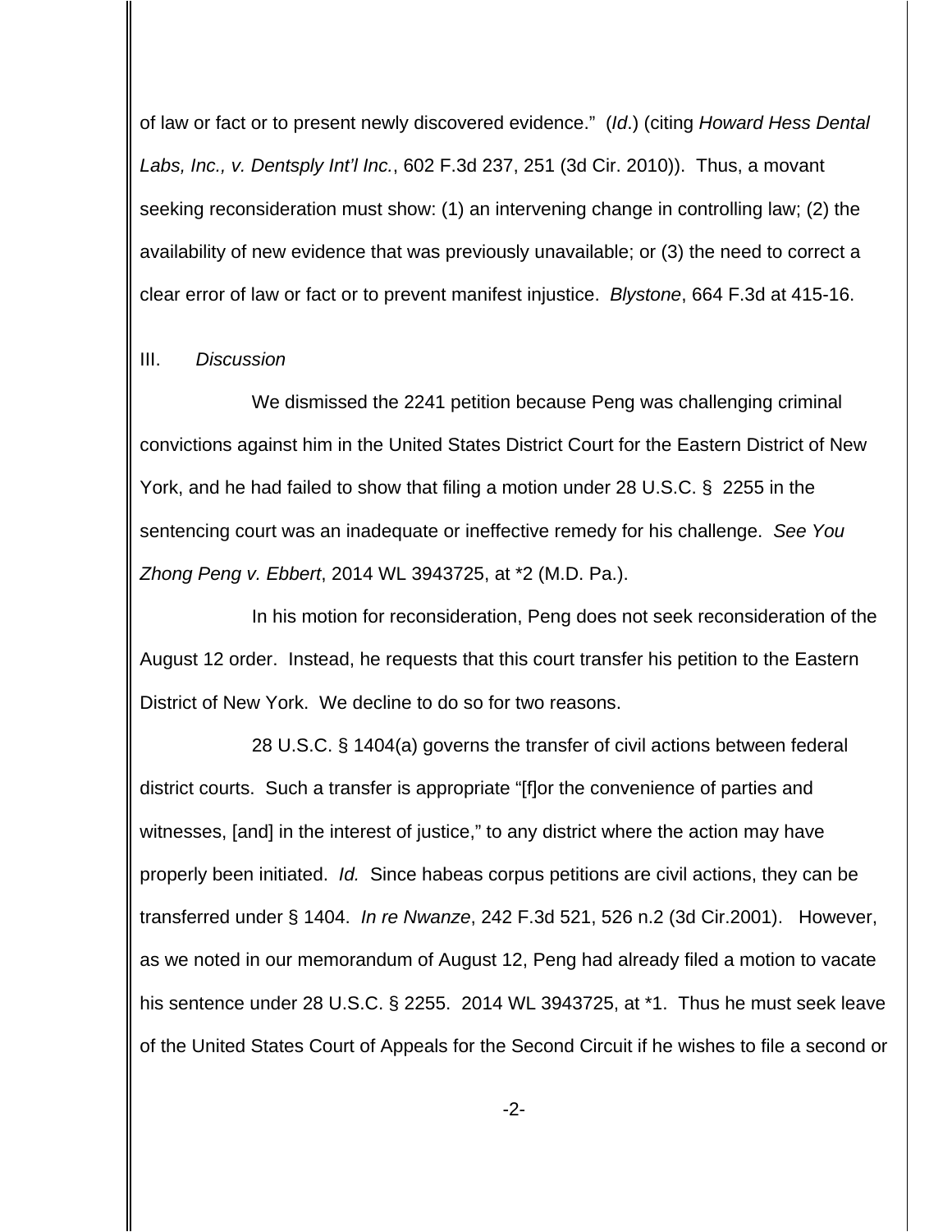of law or fact or to present newly discovered evidence." (*Id*.) (citing *Howard Hess Dental Labs, Inc., v. Dentsply Int'l Inc.*, 602 F.3d 237, 251 (3d Cir. 2010)). Thus, a movant seeking reconsideration must show: (1) an intervening change in controlling law; (2) the availability of new evidence that was previously unavailable; or (3) the need to correct a clear error of law or fact or to prevent manifest injustice. *Blystone*, 664 F.3d at 415-16.

III. *Discussion*

We dismissed the 2241 petition because Peng was challenging criminal convictions against him in the United States District Court for the Eastern District of New York, and he had failed to show that filing a motion under 28 U.S.C. § 2255 in the sentencing court was an inadequate or ineffective remedy for his challenge. *See You Zhong Peng v. Ebbert*, 2014 WL 3943725, at *2 (M.D. Pa.).

In his motion for reconsideration, Peng does not seek reconsideration of the August 12 order. Instead, he requests that this court transfer his petition to the Eastern District of New York. We decline to do so for two reasons.

28 U.S.C. § 1404(a) governs the transfer of civil actions between federal district courts. Such a transfer is appropriate "[f]or the convenience of parties and witnesses, [and] in the interest of justice," to any district where the action may have properly been initiated. *Id.* Since habeas corpus petitions are civil actions, they can be transferred under § 1404. *In re Nwanze*, 242 F.3d 521, 526 n.2 (3d Cir.2001). However, as we noted in our memorandum of August 12, Peng had already filed a motion to vacate his sentence under 28 U.S.C. § 2255. 2014 WL 3943725, at *1. Thus he must seek leave of the United States Court of Appeals for the Second Circuit if he wishes to file a second or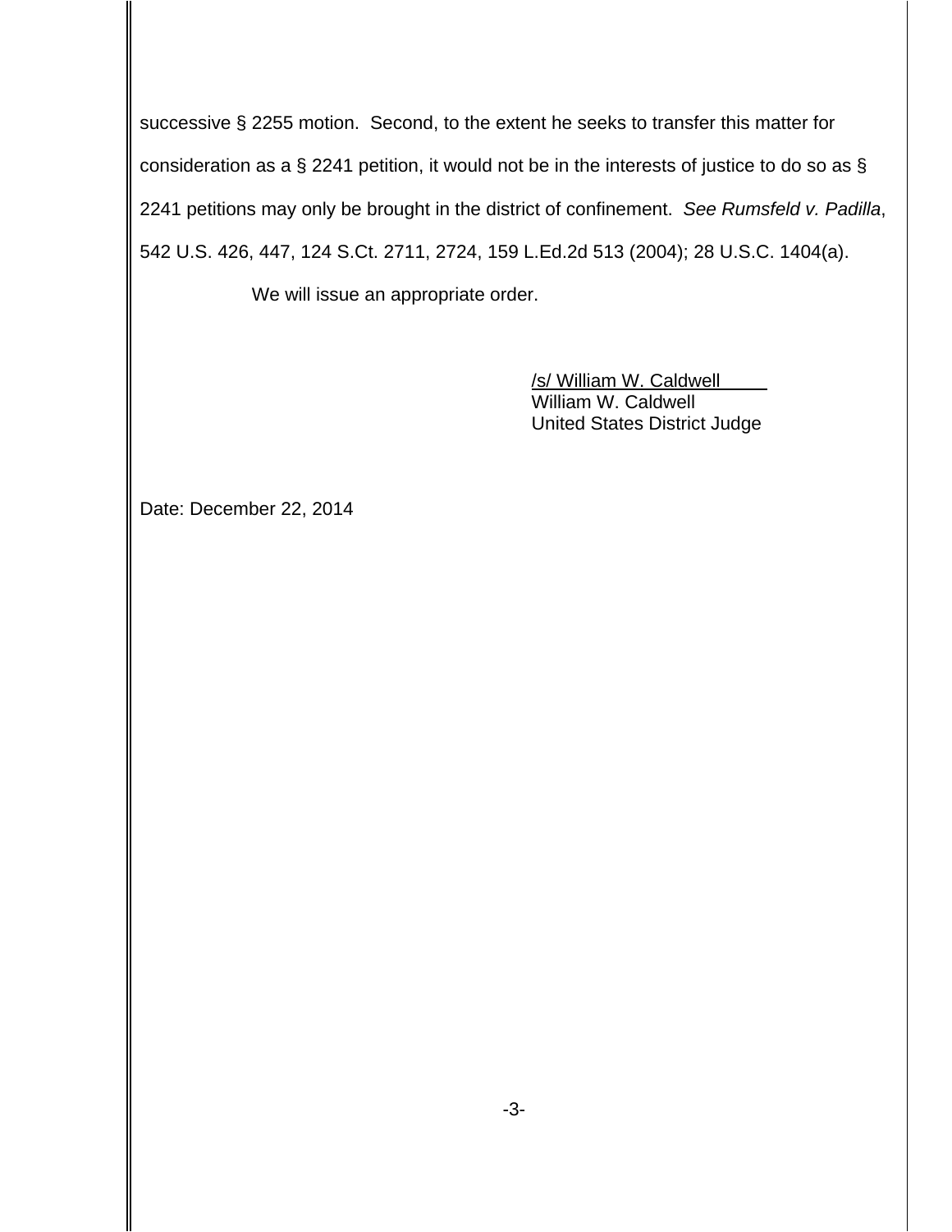successive § 2255 motion. Second, to the extent he seeks to transfer this matter for consideration as a § 2241 petition, it would not be in the interests of justice to do so as § 2241 petitions may only be brought in the district of confinement. *See Rumsfeld v. Padilla*, 542 U.S. 426, 447, 124 S.Ct. 2711, 2724, 159 L.Ed.2d 513 (2004); 28 U.S.C. 1404(a).

We will issue an appropriate order.

/s/ William W. Caldwell
William W. Caldwell
United States District Judge

Date: December 22, 2014